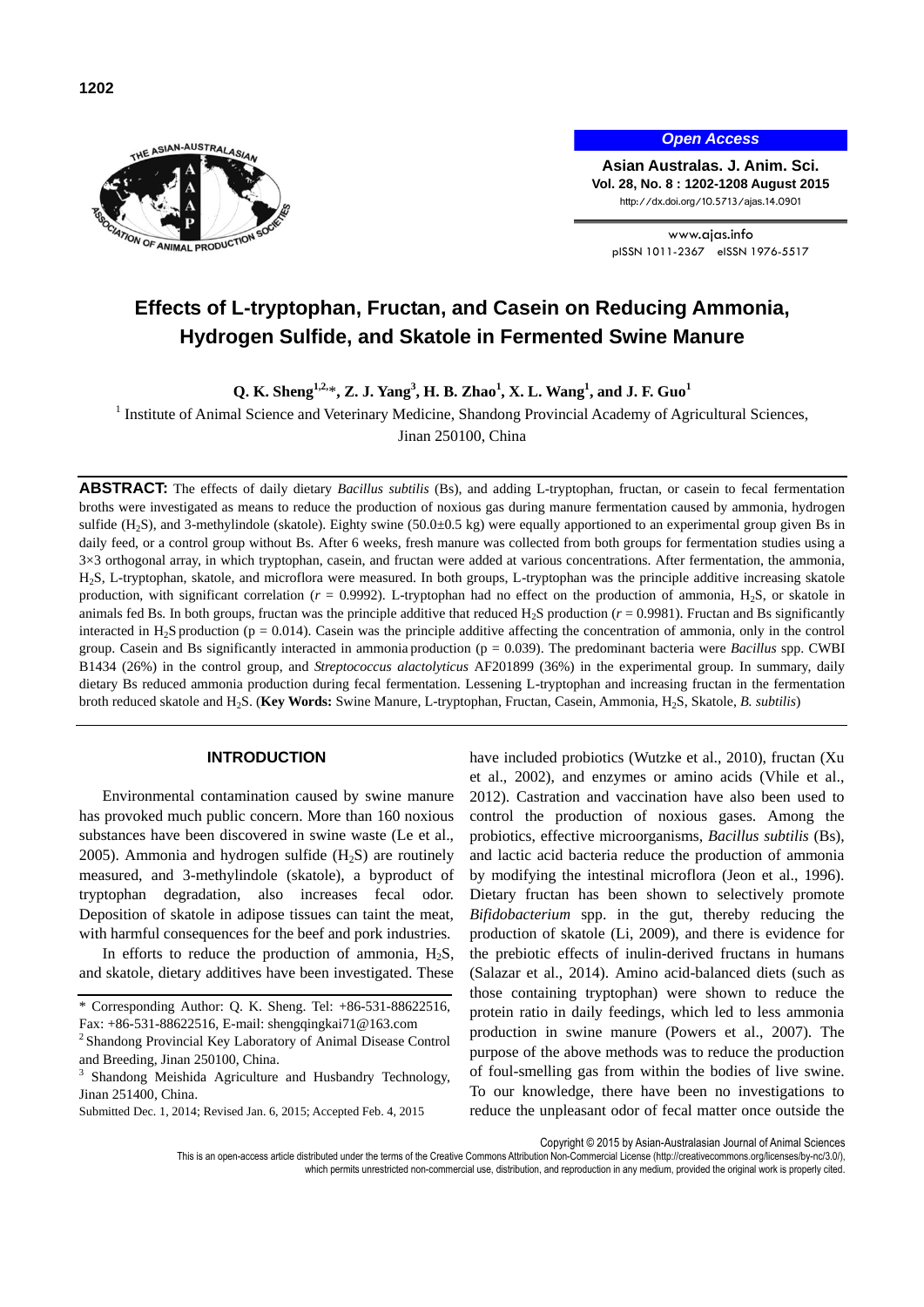# Effects of L-tryptophan, Fructan, and Casein on Reducing Ammonia, Hydrogen Sulfide, and Skatole in Fermented Swine Manure

**Q. K. Sheng[1,2,*], Z. J. Yang[3], H. B. Zhao[1], X. L. Wang[1], and J. F. Guo[1]**

[1] Institute of Animal Science and Veterinary Medicine, Shandong Provincial Academy of Agricultural Sciences, Jinan 250100, China

**ABSTRACT:** The effects of daily dietary *Bacillus subtilis* (Bs), and adding L-tryptophan, fructan, or casein to fecal fermentation broths were investigated as means to reduce the production of noxious gas during manure fermentation caused by ammonia, hydrogen sulfide ($H_2S$), and 3-methylindole (skatole). Eighty swine (50.0±0.5 kg) were equally apportioned to an experimental group given Bs in daily feed, or a control group without Bs. After 6 weeks, fresh manure was collected from both groups for fermentation studies using a 3×3 orthogonal array, in which tryptophan, casein, and fructan were added at various concentrations. After fermentation, the ammonia, $H_2S$, L-tryptophan, skatole, and microflora were measured. In both groups, L-tryptophan was the principle additive increasing skatole production, with significant correlation ($r$ = 0.9992). L-tryptophan had no effect on the production of ammonia, $H_2S$, or skatole in animals fed Bs. In both groups, fructan was the principle additive that reduced $H_2S$ production ($r$ = 0.9981). Fructan and Bs significantly interacted in $H_2S$ production (p = 0.014). Casein was the principle additive affecting the concentration of ammonia, only in the control group. Casein and Bs significantly interacted in ammonia production (p = 0.039). The predominant bacteria were *Bacillus* spp. CWBI B1434 (26%) in the control group, and *Streptococcus alactolyticus* AF201899 (36%) in the experimental group. In summary, daily dietary Bs reduced ammonia production during fecal fermentation. Lessening L-tryptophan and increasing fructan in the fermentation broth reduced skatole and $H_2S$. (**Key Words:** Swine Manure, L-tryptophan, Fructan, Casein, Ammonia, $H_2S$, Skatole, *B. subtilis*)

## INTRODUCTION

Environmental contamination caused by swine manure has provoked much public concern. More than 160 noxious substances have been discovered in swine waste (Le et al., 2005). Ammonia and hydrogen sulfide ($H_2S$) are routinely measured, and 3-methylindole (skatole), a byproduct of tryptophan degradation, also increases fecal odor. Deposition of skatole in adipose tissues can taint the meat, with harmful consequences for the beef and pork industries.

In efforts to reduce the production of ammonia, $H_2S$, and skatole, dietary additives have been investigated. These have included probiotics (Wutzke et al., 2010), fructan (Xu et al., 2002), and enzymes or amino acids (Vhile et al., 2012). Castration and vaccination have also been used to control the production of noxious gases. Among the probiotics, effective microorganisms, *Bacillus subtilis* (Bs), and lactic acid bacteria reduce the production of ammonia by modifying the intestinal microflora (Jeon et al., 1996). Dietary fructan has been shown to selectively promote *Bifidobacterium* spp. in the gut, thereby reducing the production of skatole (Li, 2009), and there is evidence for the prebiotic effects of inulin-derived fructans in humans (Salazar et al., 2014). Amino acid-balanced diets (such as those containing tryptophan) were shown to reduce the protein ratio in daily feedings, which led to less ammonia production in swine manure (Powers et al., 2007). The purpose of the above methods was to reduce the production of foul-smelling gas from within the bodies of live swine. To our knowledge, there have been no investigations to reduce the unpleasant odor of fecal matter once outside the

\* Corresponding Author: Q. K. Sheng. Tel: +86-531-88622516, Fax: +86-531-88622516, E-mail: shengqingkai71@163.com

[2] Shandong Provincial Key Laboratory of Animal Disease Control and Breeding, Jinan 250100, China.

[3] Shandong Meishida Agriculture and Husbandry Technology, Jinan 251400, China.

Submitted Dec. 1, 2014; Revised Jan. 6, 2015; Accepted Feb. 4, 2015

Copyright © 2015 by Asian-Australasian Journal of Animal Sciences

This is an open-access article distributed under the terms of the Creative Commons Attribution Non-Commercial License (http://creativecommons.org/licenses/by-nc/3.0/), which permits unrestricted non-commercial use, distribution, and reproduction in any medium, provided the original work is properly cited.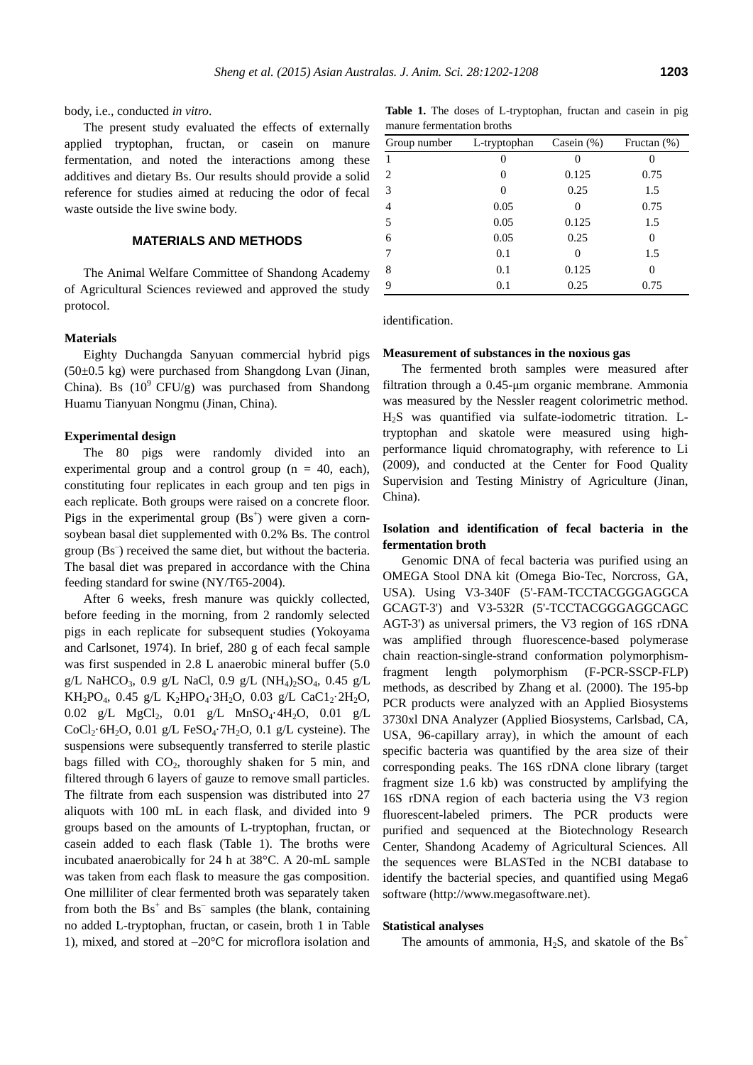body, i.e., conducted *in vitro*.

The present study evaluated the effects of externally applied tryptophan, fructan, or casein on manure fermentation, and noted the interactions among these additives and dietary Bs. Our results should provide a solid reference for studies aimed at reducing the odor of fecal waste outside the live swine body.

## MATERIALS AND METHODS

The Animal Welfare Committee of Shandong Academy of Agricultural Sciences reviewed and approved the study protocol.

### Materials

Eighty Duchangda Sanyuan commercial hybrid pigs (50±0.5 kg) were purchased from Shangdong Lvan (Jinan, China). Bs ($10^9$ CFU/g) was purchased from Shandong Huamu Tianyuan Nongmu (Jinan, China).

### Experimental design

The 80 pigs were randomly divided into an experimental group and a control group (n = 40, each), constituting four replicates in each group and ten pigs in each replicate. Both groups were raised on a concrete floor. Pigs in the experimental group ($Bs^+$) were given a corn-soybean basal diet supplemented with 0.2% Bs. The control group ($Bs^–$) received the same diet, but without the bacteria. The basal diet was prepared in accordance with the China feeding standard for swine (NY/T65-2004).

After 6 weeks, fresh manure was quickly collected, before feeding in the morning, from 2 randomly selected pigs in each replicate for subsequent studies (Yokoyama and Carlsonet, 1974). In brief, 280 g of each fecal sample was first suspended in 2.8 L anaerobic mineral buffer (5.0 g/L $NaHCO_3$, 0.9 g/L NaCl, 0.9 g/L $(NH_4)_2SO_4$, 0.45 g/L $KH_2PO_4$, 0.45 g/L $K_2HPO_4·3H_2O$, 0.03 g/L $CaC1_2·2H_2O$, 0.02 g/L $MgCl_2$, 0.01 g/L $MnSO_4·4H_2O$, 0.01 g/L $CoCl_2·6H_2O$, 0.01 g/L $FeSO_4·7H_2O$, 0.1 g/L cysteine). The suspensions were subsequently transferred to sterile plastic bags filled with $CO_2$, thoroughly shaken for 5 min, and filtered through 6 layers of gauze to remove small particles. The filtrate from each suspension was distributed into 27 aliquots with 100 mL in each flask, and divided into 9 groups based on the amounts of L-tryptophan, fructan, or casein added to each flask (Table 1). The broths were incubated anaerobically for 24 h at 38°C. A 20-mL sample was taken from each flask to measure the gas composition. One milliliter of clear fermented broth was separately taken from both the $Bs^+$ and $Bs^–$ samples (the blank, containing no added L-tryptophan, fructan, or casein, broth 1 in Table 1), mixed, and stored at –20°C for microflora isolation and identification.

**Table 1.** The doses of L-tryptophan, fructan and casein in pig manure fermentation broths

| Group number | L-tryptophan | Casein (%) | Fructan (%) |
|---|---|---|---|
| 1 | 0 | 0 | 0 |
| 2 | 0 | 0.125 | 0.75 |
| 3 | 0 | 0.25 | 1.5 |
| 4 | 0.05 | 0 | 0.75 |
| 5 | 0.05 | 0.125 | 1.5 |
| 6 | 0.05 | 0.25 | 0 |
| 7 | 0.1 | 0 | 1.5 |
| 8 | 0.1 | 0.125 | 0 |
| 9 | 0.1 | 0.25 | 0.75 |

### Measurement of substances in the noxious gas

The fermented broth samples were measured after filtration through a 0.45-μm organic membrane. Ammonia was measured by the Nessler reagent colorimetric method. $H_2S$ was quantified via sulfate-iodometric titration. L-tryptophan and skatole were measured using high-performance liquid chromatography, with reference to Li (2009), and conducted at the Center for Food Quality Supervision and Testing Ministry of Agriculture (Jinan, China).

### Isolation and identification of fecal bacteria in the fermentation broth

Genomic DNA of fecal bacteria was purified using an OMEGA Stool DNA kit (Omega Bio-Tec, Norcross, GA, USA). Using V3-340F (5'-FAM-TCCTACGGGAGGCA GCAGT-3') and V3-532R (5'-TCCTACGGGAGGCAGC AGT-3') as universal primers, the V3 region of 16S rDNA was amplified through fluorescence-based polymerase chain reaction-single-strand conformation polymorphism-fragment length polymorphism (F-PCR-SSCP-FLP) methods, as described by Zhang et al. (2000). The 195-bp PCR products were analyzed with an Applied Biosystems 3730xl DNA Analyzer (Applied Biosystems, Carlsbad, CA, USA, 96-capillary array), in which the amount of each specific bacteria was quantified by the area size of their corresponding peaks. The 16S rDNA clone library (target fragment size 1.6 kb) was constructed by amplifying the 16S rDNA region of each bacteria using the V3 region fluorescent-labeled primers. The PCR products were purified and sequenced at the Biotechnology Research Center, Shandong Academy of Agricultural Sciences. All the sequences were BLASTed in the NCBI database to identify the bacterial species, and quantified using Mega6 software (http://www.megasoftware.net).

### Statistical analyses

The amounts of ammonia, $H_2S$, and skatole of the $Bs^+$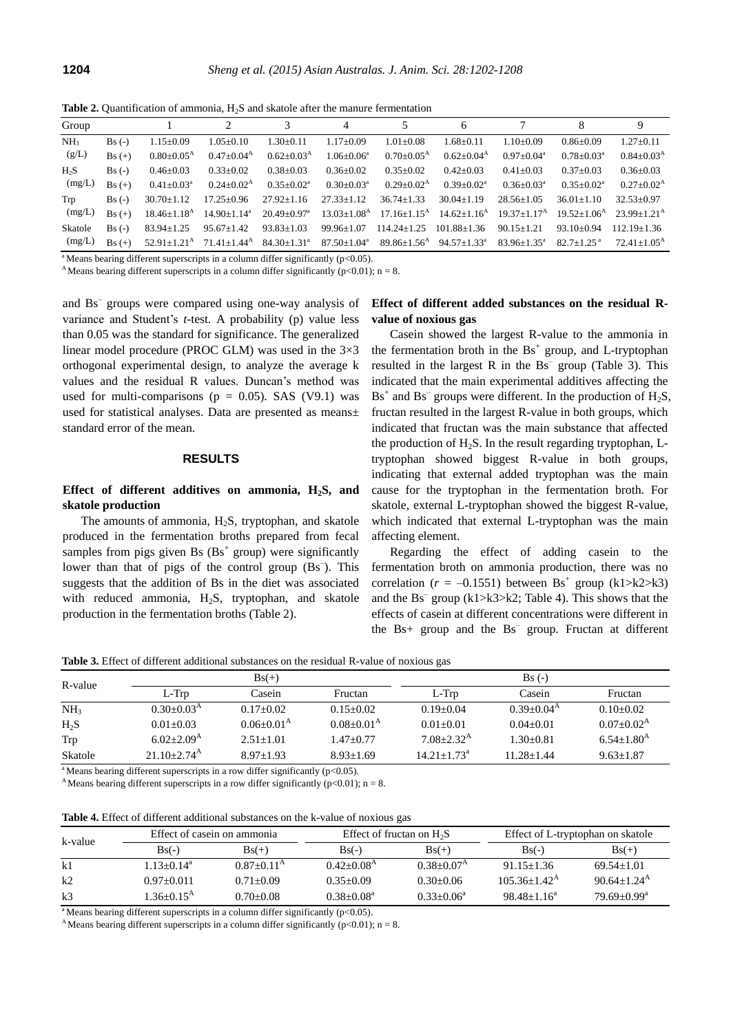**Table 2.** Quantification of ammonia, $H_2S$ and skatole after the manure fermentation

| Group | | 1 | 2 | 3 | 4 | 5 | 6 | 7 | 8 | 9 |
|---|---|---|---|---|---|---|---|---|---|---|
| $NH_3$ | Bs (-) | 1.15±0.09 | 1.05±0.10 | 1.30±0.11 | 1.17±0.09 | 1.01±0.08 | 1.68±0.11 | 1.10±0.09 | 0.86±0.09 | 1.27±0.11 |
| (g/L) | Bs (+) | 0.80±0.05[A] | 0.47±0.04[A] | 0.62±0.03[A] | 1.06±0.06[a] | 0.70±0.05[A] | 0.62±0.04[A] | 0.97±0.04[a] | 0.78±0.03[a] | 0.84±0.03[A] |
| $H_2S$ | Bs (-) | 0.46±0.03 | 0.33±0.02 | 0.38±0.03 | 0.36±0.02 | 0.35±0.02 | 0.42±0.03 | 0.41±0.03 | 0.37±0.03 | 0.36±0.03 |
| (mg/L) | Bs (+) | 0.41±0.03[a] | 0.24±0.02[A] | 0.35±0.02[a] | 0.30±0.03[a] | 0.29±0.02[A] | 0.39±0.02[a] | 0.36±0.03[a] | 0.35±0.02[a] | 0.27±0.02[A] |
| Trp | Bs (-) | 30.70±1.12 | 17.25±0.96 | 27.92±1.16 | 27.33±1.12 | 36.74±1.33 | 30.04±1.19 | 28.56±1.05 | 36.01±1.10 | 32.53±0.97 |
| (mg/L) | Bs (+) | 18.46±1.18[A] | 14.90±1.14[a] | 20.49±0.97[a] | 13.03±1.08[A] | 17.16±1.15[A] | 14.62±1.16[A] | 19.37±1.17[A] | 19.52±1.06[A] | 23.99±1.21[A] |
| Skatole | Bs (-) | 83.94±1.25 | 95.67±1.42 | 93.83±1.03 | 99.96±1.07 | 114.24±1.25 | 101.88±1.36 | 90.15±1.21 | 93.10±0.94 | 112.19±1.36 |
| (mg/L) | Bs (+) | 52.91±1.21[A] | 71.41±1.44[A] | 84.30±1.31[a] | 87.50±1.04[a] | 89.86±1.56[A] | 94.57±1.33[a] | 83.96±1.35[a] | 82.7±1.25[a] | 72.41±1.05[A] |

[a] Means bearing different superscripts in a column differ significantly ($p<0.05$).

[A] Means bearing different superscripts in a column differ significantly ($p<0.01$); n = 8.

and $Bs^-$ groups were compared using one-way analysis of variance and Student's *t*-test. A probability (p) value less than 0.05 was the standard for significance. The generalized linear model procedure (PROC GLM) was used in the 3×3 orthogonal experimental design, to analyze the average k values and the residual R values. Duncan's method was used for multi-comparisons (p = 0.05). SAS (V9.1) was used for statistical analyses. Data are presented as means± standard error of the mean.

## RESULTS

### Effect of different additives on ammonia, $H_2S$, and skatole production

The amounts of ammonia, $H_2S$, tryptophan, and skatole produced in the fermentation broths prepared from fecal samples from pigs given Bs ($Bs^+$ group) were significantly lower than that of pigs of the control group ($Bs^-$). This suggests that the addition of Bs in the diet was associated with reduced ammonia, $H_2S$, tryptophan, and skatole production in the fermentation broths (Table 2).

### Effect of different added substances on the residual R-value of noxious gas

Casein showed the largest R-value to the ammonia in the fermentation broth in the $Bs^+$ group, and L-tryptophan resulted in the largest R in the $Bs^-$ group (Table 3). This indicated that the main experimental additives affecting the $Bs^+$ and $Bs^-$ groups were different. In the production of $H_2S$, fructan resulted in the largest R-value in both groups, which indicated that fructan was the main substance that affected the production of $H_2S$. In the result regarding tryptophan, L-tryptophan showed biggest R-value in both groups, indicating that external added tryptophan was the main cause for the tryptophan in the fermentation broth. For skatole, external L-tryptophan showed the biggest R-value, which indicated that external L-tryptophan was the main affecting element.

Regarding the effect of adding casein to the fermentation broth on ammonia production, there was no correlation ($r = -0.1551$) between $Bs^+$ group (k1>k2>k3) and the $Bs^-$ group (k1>k3>k2; Table 4). This shows that the effects of casein at different concentrations were different in the Bs+ group and the $Bs^-$ group. Fructan at different

**Table 3.** Effect of different additional substances on the residual R-value of noxious gas

| R-value | Bs(+) | | | Bs (-) | | |
|---|---|---|---|---|---|---|
| | L-Trp | Casein | Fructan | L-Trp | Casein | Fructan |
| $NH_3$ | 0.30±0.03[A] | 0.17±0.02 | 0.15±0.02 | 0.19±0.04 | 0.39±0.04[A] | 0.10±0.02 |
| $H_2S$ | 0.01±0.03 | 0.06±0.01[A] | 0.08±0.01[A] | 0.01±0.01 | 0.04±0.01 | 0.07±0.02[A] |
| Trp | 6.02±2.09[A] | 2.51±1.01 | 1.47±0.77 | 7.08±2.32[A] | 1.30±0.81 | 6.54±1.80[A] |
| Skatole | 21.10±2.74[A] | 8.97±1.93 | 8.93±1.69 | 14.21±1.73[a] | 11.28±1.44 | 9.63±1.87 |

[a] Means bearing different superscripts in a row differ significantly ($p<0.05$).

[A] Means bearing different superscripts in a row differ significantly ($p<0.01$); n = 8.

**Table 4.** Effect of different additional substances on the k-value of noxious gas

| k-value | Effect of casein on ammonia | | Effect of fructan on $H_2S$ | | Effect of L-tryptophan on skatole | |
|---|---|---|---|---|---|---|
| | Bs(-) | Bs(+) | Bs(-) | Bs(+) | Bs(-) | Bs(+) |
| k1 | 1.13±0.14[a] | 0.87±0.11[A] | 0.42±0.08[A] | 0.38±0.07[A] | 91.15±1.36 | 69.54±1.01 |
| k2 | 0.97±0.011 | 0.71±0.09 | 0.35±0.09 | 0.30±0.06 | 105.36±1.42[A] | 90.64±1.24[A] |
| k3 | 1.36±0.15[A] | 0.70±0.08 | 0.38±0.08[a] | 0.33±0.06[a] | 98.48±1.16[a] | 79.69±0.99[a] |

[a] Means bearing different superscripts in a column differ significantly ($p<0.05$).

[A] Means bearing different superscripts in a column differ significantly ($p<0.01$); n = 8.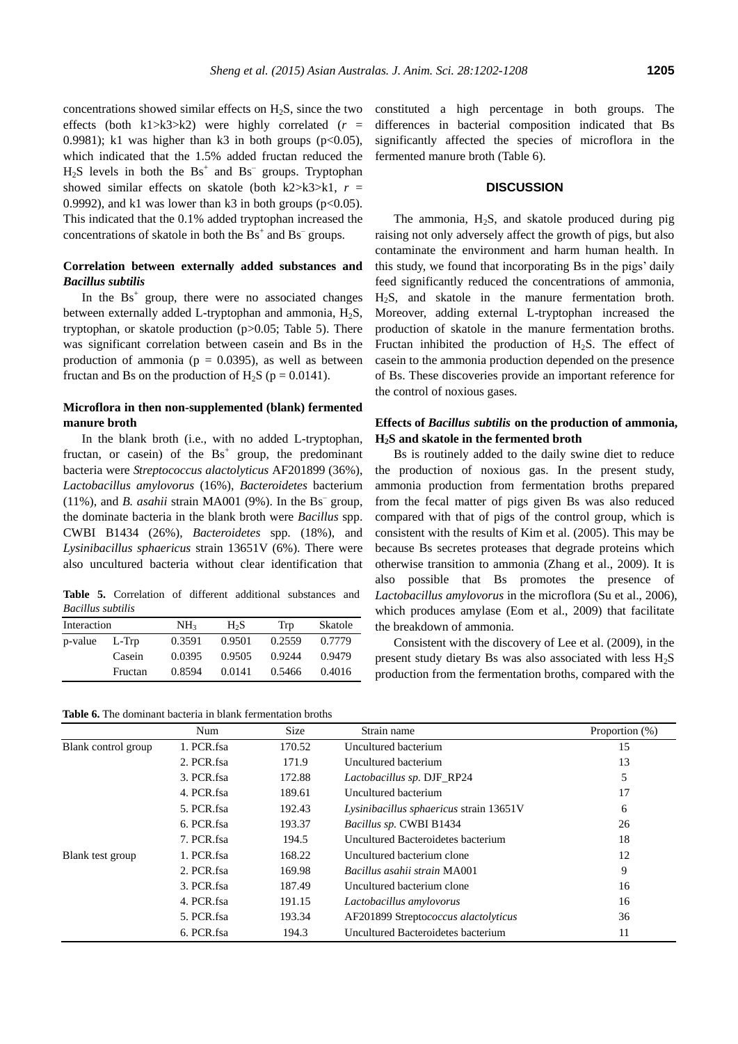concentrations showed similar effects on $H_2S$, since the two effects (both k1>k3>k2) were highly correlated ($r$ = 0.9981); k1 was higher than k3 in both groups ($p<0.05$), which indicated that the 1.5% added fructan reduced the $H_2S$ levels in both the $Bs^+$ and $Bs^-$ groups. Tryptophan showed similar effects on skatole (both k2>k3>k1, $r$ = 0.9992), and k1 was lower than k3 in both groups ($p<0.05$). This indicated that the 0.1% added tryptophan increased the concentrations of skatole in both the $Bs^+$ and $Bs^-$ groups.

### Correlation between externally added substances and *Bacillus subtilis*

In the $Bs^+$ group, there were no associated changes between externally added L-tryptophan and ammonia, $H_2S$, tryptophan, or skatole production ($p>0.05$; Table 5). There was significant correlation between casein and Bs in the production of ammonia ($p$ = 0.0395), as well as between fructan and Bs on the production of $H_2S$ ($p$ = 0.0141).

### Microflora in then non-supplemented (blank) fermented manure broth

In the blank broth (i.e., with no added L-tryptophan, fructan, or casein) of the $Bs^+$ group, the predominant bacteria were *Streptococcus alactolyticus* AF201899 (36%), *Lactobacillus amylovorus* (16%), *Bacteroidetes* bacterium (11%), and *B. asahii* strain MA001 (9%). In the $Bs^-$ group, the dominate bacteria in the blank broth were *Bacillus* spp. CWBI B1434 (26%), *Bacteroidetes* spp. (18%), and *Lysinibacillus sphaericus* strain 13651V (6%). There were also uncultured bacteria without clear identification that constituted a high percentage in both groups. The differences in bacterial composition indicated that Bs significantly affected the species of microflora in the fermented manure broth (Table 6).

**Table 5.** Correlation of different additional substances and *Bacillus subtilis*

| Interaction | | $NH_3$ | $H_2S$ | Trp | Skatole |
|---|---|---|---|---|---|
| p-value | L-Trp | 0.3591 | 0.9501 | 0.2559 | 0.7779 |
| | Casein | 0.0395 | 0.9505 | 0.9244 | 0.9479 |
| | Fructan | 0.8594 | 0.0141 | 0.5466 | 0.4016 |

## DISCUSSION

The ammonia, $H_2S$, and skatole produced during pig raising not only adversely affect the growth of pigs, but also contaminate the environment and harm human health. In this study, we found that incorporating Bs in the pigs' daily feed significantly reduced the concentrations of ammonia, $H_2S$, and skatole in the manure fermentation broth. Moreover, adding external L-tryptophan increased the production of skatole in the manure fermentation broths. Fructan inhibited the production of $H_2S$. The effect of casein to the ammonia production depended on the presence of Bs. These discoveries provide an important reference for the control of noxious gases.

### Effects of *Bacillus subtilis* on the production of ammonia, $H_2S$ and skatole in the fermented broth

Bs is routinely added to the daily swine diet to reduce the production of noxious gas. In the present study, ammonia production from fermentation broths prepared from the fecal matter of pigs given Bs was also reduced compared with that of pigs of the control group, which is consistent with the results of Kim et al. (2005). This may be because Bs secretes proteases that degrade proteins which otherwise transition to ammonia (Zhang et al., 2009). It is also possible that Bs promotes the presence of *Lactobacillus amylovorus* in the microflora (Su et al., 2006), which produces amylase (Eom et al., 2009) that facilitate the breakdown of ammonia.

Consistent with the discovery of Lee et al. (2009), in the present study dietary Bs was also associated with less $H_2S$ production from the fermentation broths, compared with the

**Table 6.** The dominant bacteria in blank fermentation broths

| | Num | Size | Strain name | Proportion (%) |
|---|---|---|---|---|
| Blank control group | 1. PCR.fsa | 170.52 | Uncultured bacterium | 15 |
| | 2. PCR.fsa | 171.9 | Uncultured bacterium | 13 |
| | 3. PCR.fsa | 172.88 | *Lactobacillus sp.* DJF_RP24 | 5 |
| | 4. PCR.fsa | 189.61 | Uncultured bacterium | 17 |
| | 5. PCR.fsa | 192.43 | *Lysinibacillus sphaericus* strain 13651V | 6 |
| | 6. PCR.fsa | 193.37 | *Bacillus sp.* CWBI B1434 | 26 |
| | 7. PCR.fsa | 194.5 | Uncultured Bacteroidetes bacterium | 18 |
| Blank test group | 1. PCR.fsa | 168.22 | Uncultured bacterium clone | 12 |
| | 2. PCR.fsa | 169.98 | *Bacillus asahii strain* MA001 | 9 |
| | 3. PCR.fsa | 187.49 | Uncultured bacterium clone | 16 |
| | 4. PCR.fsa | 191.15 | *Lactobacillus amylovorus* | 16 |
| | 5. PCR.fsa | 193.34 | AF201899 Strepto*coccus alactolyticus* | 36 |
| | 6. PCR.fsa | 194.3 | Uncultured Bacteroidetes bacterium | 11 |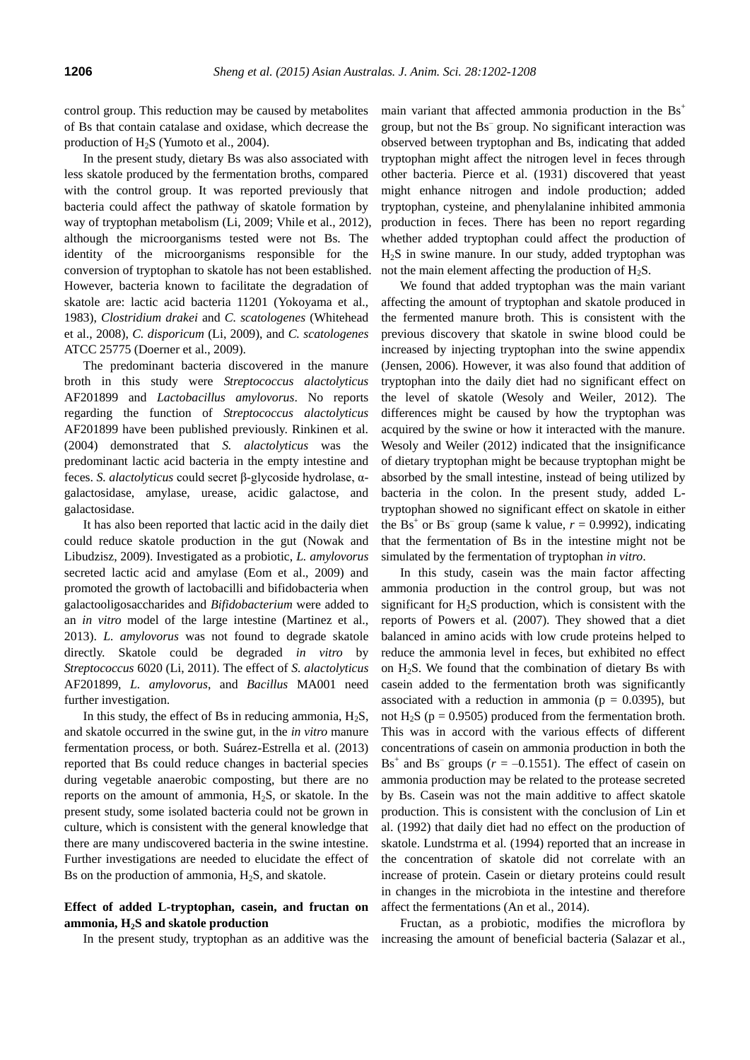control group. This reduction may be caused by metabolites of Bs that contain catalase and oxidase, which decrease the production of $H_2S$ (Yumoto et al., 2004).

In the present study, dietary Bs was also associated with less skatole produced by the fermentation broths, compared with the control group. It was reported previously that bacteria could affect the pathway of skatole formation by way of tryptophan metabolism (Li, 2009; Vhile et al., 2012), although the microorganisms tested were not Bs. The identity of the microorganisms responsible for the conversion of tryptophan to skatole has not been established. However, bacteria known to facilitate the degradation of skatole are: lactic acid bacteria 11201 (Yokoyama et al., 1983), *Clostridium drakei* and *C. scatologenes* (Whitehead et al., 2008), *C. disporicum* (Li, 2009), and *C. scatologenes* ATCC 25775 (Doerner et al., 2009).

The predominant bacteria discovered in the manure broth in this study were *Streptococcus alactolyticus* AF201899 and *Lactobacillus amylovorus*. No reports regarding the function of *Streptococcus alactolyticus* AF201899 have been published previously. Rinkinen et al. (2004) demonstrated that *S. alactolyticus* was the predominant lactic acid bacteria in the empty intestine and feces. *S. alactolyticus* could secret β-glycoside hydrolase, α-galactosidase, amylase, urease, acidic galactose, and galactosidase.

It has also been reported that lactic acid in the daily diet could reduce skatole production in the gut (Nowak and Libudzisz, 2009). Investigated as a probiotic, *L. amylovorus* secreted lactic acid and amylase (Eom et al., 2009) and promoted the growth of lactobacilli and bifidobacteria when galactooligosaccharides and *Bifidobacterium* were added to an *in vitro* model of the large intestine (Martinez et al., 2013). *L. amylovorus* was not found to degrade skatole directly. Skatole could be degraded *in vitro* by *Streptococcus* 6020 (Li, 2011). The effect of *S. alactolyticus* AF201899, *L. amylovorus*, and *Bacillus* MA001 need further investigation.

In this study, the effect of Bs in reducing ammonia, $H_2S$, and skatole occurred in the swine gut, in the *in vitro* manure fermentation process, or both. Suárez-Estrella et al. (2013) reported that Bs could reduce changes in bacterial species during vegetable anaerobic composting, but there are no reports on the amount of ammonia, $H_2S$, or skatole. In the present study, some isolated bacteria could not be grown in culture, which is consistent with the general knowledge that there are many undiscovered bacteria in the swine intestine. Further investigations are needed to elucidate the effect of Bs on the production of ammonia, $H_2S$, and skatole.

### Effect of added L-tryptophan, casein, and fructan on ammonia, $H_2S$ and skatole production

In the present study, tryptophan as an additive was the main variant that affected ammonia production in the $Bs^+$ group, but not the $Bs^–$ group. No significant interaction was observed between tryptophan and Bs, indicating that added tryptophan might affect the nitrogen level in feces through other bacteria. Pierce et al. (1931) discovered that yeast might enhance nitrogen and indole production; added tryptophan, cysteine, and phenylalanine inhibited ammonia production in feces. There has been no report regarding whether added tryptophan could affect the production of $H_2S$ in swine manure. In our study, added tryptophan was not the main element affecting the production of $H_2S$.

We found that added tryptophan was the main variant affecting the amount of tryptophan and skatole produced in the fermented manure broth. This is consistent with the previous discovery that skatole in swine blood could be increased by injecting tryptophan into the swine appendix (Jensen, 2006). However, it was also found that addition of tryptophan into the daily diet had no significant effect on the level of skatole (Wesoly and Weiler, 2012). The differences might be caused by how the tryptophan was acquired by the swine or how it interacted with the manure. Wesoly and Weiler (2012) indicated that the insignificance of dietary tryptophan might be because tryptophan might be absorbed by the small intestine, instead of being utilized by bacteria in the colon. In the present study, added L-tryptophan showed no significant effect on skatole in either the $Bs^+$ or $Bs^–$ group (same k value, $r = 0.9992$), indicating that the fermentation of Bs in the intestine might not be simulated by the fermentation of tryptophan *in vitro*.

In this study, casein was the main factor affecting ammonia production in the control group, but was not significant for $H_2S$ production, which is consistent with the reports of Powers et al. (2007). They showed that a diet balanced in amino acids with low crude proteins helped to reduce the ammonia level in feces, but exhibited no effect on $H_2S$. We found that the combination of dietary Bs with casein added to the fermentation broth was significantly associated with a reduction in ammonia ($p = 0.0395$), but not $H_2S$ ($p = 0.9505$) produced from the fermentation broth. This was in accord with the various effects of different concentrations of casein on ammonia production in both the $Bs^+$ and $Bs^–$ groups ($r = –0.1551$). The effect of casein on ammonia production may be related to the protease secreted by Bs. Casein was not the main additive to affect skatole production. This is consistent with the conclusion of Lin et al. (1992) that daily diet had no effect on the production of skatole. Lundstrma et al. (1994) reported that an increase in the concentration of skatole did not correlate with an increase of protein. Casein or dietary proteins could result in changes in the microbiota in the intestine and therefore affect the fermentations (An et al., 2014).

Fructan, as a probiotic, modifies the microflora by increasing the amount of beneficial bacteria (Salazar et al.,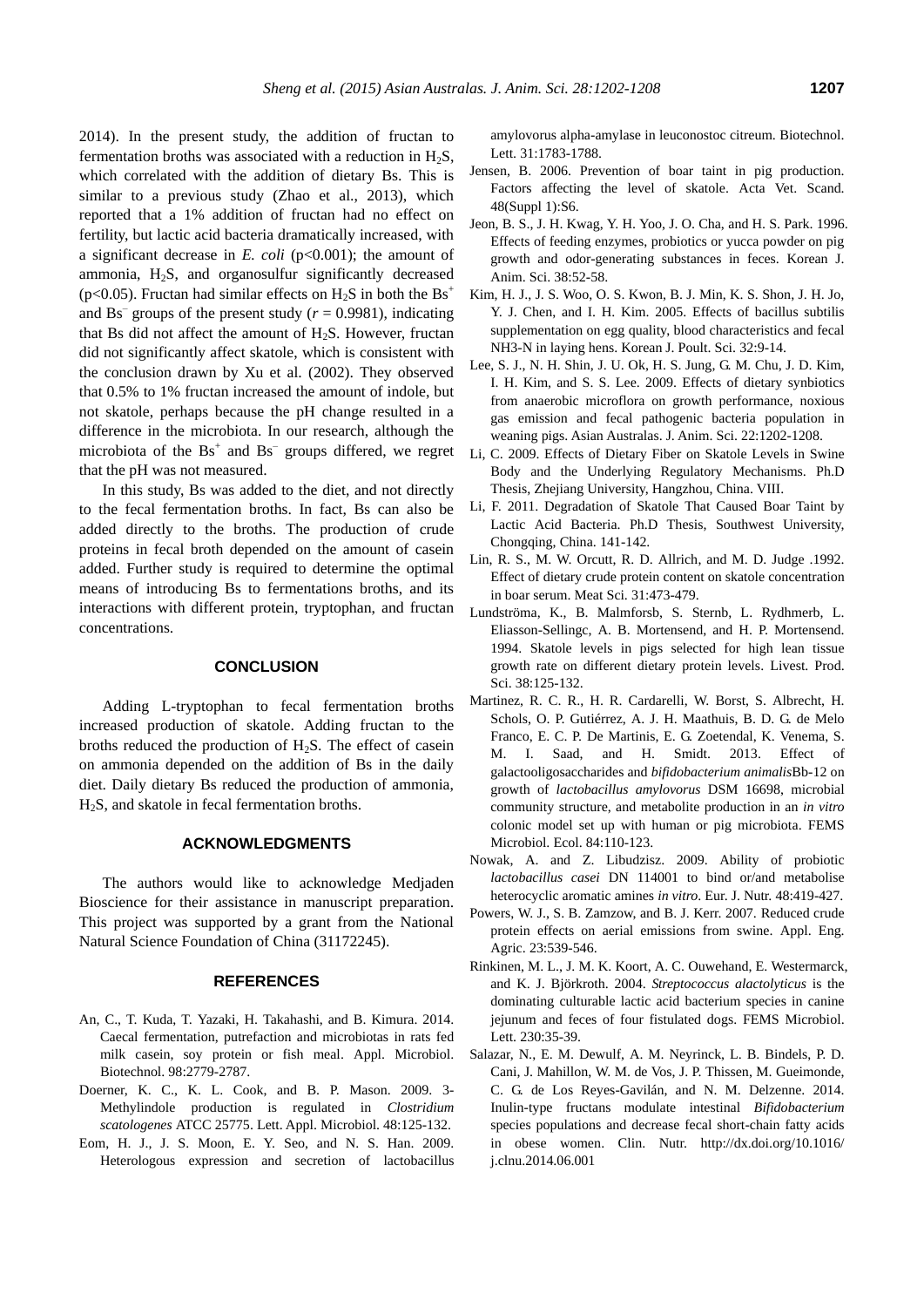2014). In the present study, the addition of fructan to fermentation broths was associated with a reduction in $H_2S$, which correlated with the addition of dietary Bs. This is similar to a previous study (Zhao et al., 2013), which reported that a 1% addition of fructan had no effect on fertility, but lactic acid bacteria dramatically increased, with a significant decrease in *E. coli* ($p<0.001$); the amount of ammonia, $H_2S$, and organosulfur significantly decreased ($p<0.05$). Fructan had similar effects on $H_2S$ in both the $Bs^+$ and $Bs^-$ groups of the present study ($r = 0.9981$), indicating that Bs did not affect the amount of $H_2S$. However, fructan did not significantly affect skatole, which is consistent with the conclusion drawn by Xu et al. (2002). They observed that 0.5% to 1% fructan increased the amount of indole, but not skatole, perhaps because the pH change resulted in a difference in the microbiota. In our research, although the microbiota of the $Bs^+$ and $Bs^-$ groups differed, we regret that the pH was not measured.

In this study, Bs was added to the diet, and not directly to the fecal fermentation broths. In fact, Bs can also be added directly to the broths. The production of crude proteins in fecal broth depended on the amount of casein added. Further study is required to determine the optimal means of introducing Bs to fermentations broths, and its interactions with different protein, tryptophan, and fructan concentrations.

## CONCLUSION

Adding L-tryptophan to fecal fermentation broths increased production of skatole. Adding fructan to the broths reduced the production of $H_2S$. The effect of casein on ammonia depended on the addition of Bs in the daily diet. Daily dietary Bs reduced the production of ammonia, $H_2S$, and skatole in fecal fermentation broths.

## ACKNOWLEDGMENTS

The authors would like to acknowledge Medjaden Bioscience for their assistance in manuscript preparation. This project was supported by a grant from the National Natural Science Foundation of China (31172245).

## REFERENCES

An, C., T. Kuda, T. Yazaki, H. Takahashi, and B. Kimura. 2014. Caecal fermentation, putrefaction and microbiotas in rats fed milk casein, soy protein or fish meal. Appl. Microbiol. Biotechnol. 98:2779-2787.

Doerner, K. C., K. L. Cook, and B. P. Mason. 2009. 3-Methylindole production is regulated in *Clostridium scatologenes* ATCC 25775. Lett. Appl. Microbiol. 48:125-132.

Eom, H. J., J. S. Moon, E. Y. Seo, and N. S. Han. 2009. Heterologous expression and secretion of lactobacillus amylovorus alpha-amylase in leuconostoc citreum. Biotechnol. Lett. 31:1783-1788.

Jensen, B. 2006. Prevention of boar taint in pig production. Factors affecting the level of skatole. Acta Vet. Scand. 48(Suppl 1):S6.

Jeon, B. S., J. H. Kwag, Y. H. Yoo, J. O. Cha, and H. S. Park. 1996. Effects of feeding enzymes, probiotics or yucca powder on pig growth and odor-generating substances in feces. Korean J. Anim. Sci. 38:52-58.

Kim, H. J., J. S. Woo, O. S. Kwon, B. J. Min, K. S. Shon, J. H. Jo, Y. J. Chen, and I. H. Kim. 2005. Effects of bacillus subtilis supplementation on egg quality, blood characteristics and fecal NH3-N in laying hens. Korean J. Poult. Sci. 32:9-14.

Lee, S. J., N. H. Shin, J. U. Ok, H. S. Jung, G. M. Chu, J. D. Kim, I. H. Kim, and S. S. Lee. 2009. Effects of dietary synbiotics from anaerobic microflora on growth performance, noxious gas emission and fecal pathogenic bacteria population in weaning pigs. Asian Australas. J. Anim. Sci. 22:1202-1208.

Li, C. 2009. Effects of Dietary Fiber on Skatole Levels in Swine Body and the Underlying Regulatory Mechanisms. Ph.D Thesis, Zhejiang University, Hangzhou, China. VIII.

Li, F. 2011. Degradation of Skatole That Caused Boar Taint by Lactic Acid Bacteria. Ph.D Thesis, Southwest University, Chongqing, China. 141-142.

Lin, R. S., M. W. Orcutt, R. D. Allrich, and M. D. Judge .1992. Effect of dietary crude protein content on skatole concentration in boar serum. Meat Sci. 31:473-479.

Lundströma, K., B. Malmforsb, S. Sternb, L. Rydhmerb, L. Eliasson-Sellingc, A. B. Mortensend, and H. P. Mortensend. 1994. Skatole levels in pigs selected for high lean tissue growth rate on different dietary protein levels. Livest. Prod. Sci. 38:125-132.

Martinez, R. C. R., H. R. Cardarelli, W. Borst, S. Albrecht, H. Schols, O. P. Gutiérrez, A. J. H. Maathuis, B. D. G. de Melo Franco, E. C. P. De Martinis, E. G. Zoetendal, K. Venema, S. M. I. Saad, and H. Smidt. 2013. Effect of galactooligosaccharides and *bifidobacterium animalis*Bb-12 on growth of *lactobacillus amylovorus* DSM 16698, microbial community structure, and metabolite production in an *in vitro* colonic model set up with human or pig microbiota. FEMS Microbiol. Ecol. 84:110-123.

Nowak, A. and Z. Libudzisz. 2009. Ability of probiotic *lactobacillus casei* DN 114001 to bind or/and metabolise heterocyclic aromatic amines *in vitro*. Eur. J. Nutr. 48:419-427.

Powers, W. J., S. B. Zamzow, and B. J. Kerr. 2007. Reduced crude protein effects on aerial emissions from swine. Appl. Eng. Agric. 23:539-546.

Rinkinen, M. L., J. M. K. Koort, A. C. Ouwehand, E. Westermarck, and K. J. Björkroth. 2004. *Streptococcus alactolyticus* is the dominating culturable lactic acid bacterium species in canine jejunum and feces of four fistulated dogs. FEMS Microbiol. Lett. 230:35-39.

Salazar, N., E. M. Dewulf, A. M. Neyrinck, L. B. Bindels, P. D. Cani, J. Mahillon, W. M. de Vos, J. P. Thissen, M. Gueimonde, C. G. de Los Reyes-Gavilán, and N. M. Delzenne. 2014. Inulin-type fructans modulate intestinal *Bifidobacterium* species populations and decrease fecal short-chain fatty acids in obese women. Clin. Nutr. http://dx.doi.org/10.1016/j.clnu.2014.06.001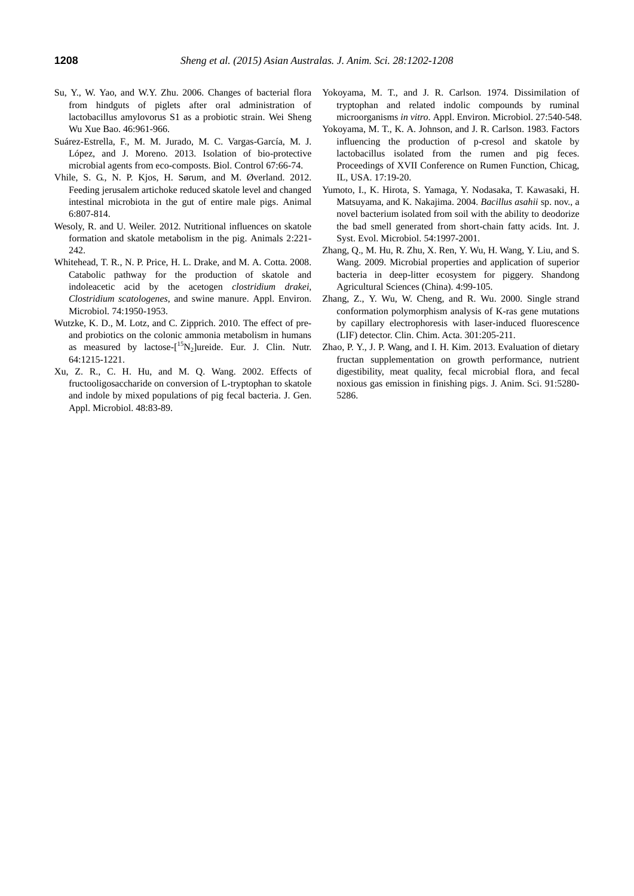Su, Y., W. Yao, and W.Y. Zhu. 2006. Changes of bacterial flora from hindguts of piglets after oral administration of lactobacillus amylovorus S1 as a probiotic strain. Wei Sheng Wu Xue Bao. 46:961-966.

Suárez-Estrella, F., M. M. Jurado, M. C. Vargas-García, M. J. López, and J. Moreno. 2013. Isolation of bio-protective microbial agents from eco-composts. Biol. Control 67:66-74.

Vhile, S. G., N. P. Kjos, H. Sørum, and M. Øverland. 2012. Feeding jerusalem artichoke reduced skatole level and changed intestinal microbiota in the gut of entire male pigs. Animal 6:807-814.

Wesoly, R. and U. Weiler. 2012. Nutritional influences on skatole formation and skatole metabolism in the pig. Animals 2:221-242.

Whitehead, T. R., N. P. Price, H. L. Drake, and M. A. Cotta. 2008. Catabolic pathway for the production of skatole and indoleacetic acid by the acetogen *clostridium drakei*, *Clostridium scatologenes*, and swine manure. Appl. Environ. Microbiol. 74:1950-1953.

Wutzke, K. D., M. Lotz, and C. Zipprich. 2010. The effect of pre- and probiotics on the colonic ammonia metabolism in humans as measured by lactose-[$^{15}N_2$]ureide. Eur. J. Clin. Nutr. 64:1215-1221.

Xu, Z. R., C. H. Hu, and M. Q. Wang. 2002. Effects of fructooligosaccharide on conversion of L-tryptophan to skatole and indole by mixed populations of pig fecal bacteria. J. Gen. Appl. Microbiol. 48:83-89.

Yokoyama, M. T., and J. R. Carlson. 1974. Dissimilation of tryptophan and related indolic compounds by ruminal microorganisms *in vitro*. Appl. Environ. Microbiol. 27:540-548.

Yokoyama, M. T., K. A. Johnson, and J. R. Carlson. 1983. Factors influencing the production of p-cresol and skatole by lactobacillus isolated from the rumen and pig feces. Proceedings of XVII Conference on Rumen Function, Chicag, IL, USA. 17:19-20.

Yumoto, I., K. Hirota, S. Yamaga, Y. Nodasaka, T. Kawasaki, H. Matsuyama, and K. Nakajima. 2004. *Bacillus asahii* sp. nov., a novel bacterium isolated from soil with the ability to deodorize the bad smell generated from short-chain fatty acids. Int. J. Syst. Evol. Microbiol. 54:1997-2001.

Zhang, Q., M. Hu, R. Zhu, X. Ren, Y. Wu, H. Wang, Y. Liu, and S. Wang. 2009. Microbial properties and application of superior bacteria in deep-litter ecosystem for piggery. Shandong Agricultural Sciences (China). 4:99-105.

Zhang, Z., Y. Wu, W. Cheng, and R. Wu. 2000. Single strand conformation polymorphism analysis of K-ras gene mutations by capillary electrophoresis with laser-induced fluorescence (LIF) detector. Clin. Chim. Acta. 301:205-211.

Zhao, P. Y., J. P. Wang, and I. H. Kim. 2013. Evaluation of dietary fructan supplementation on growth performance, nutrient digestibility, meat quality, fecal microbial flora, and fecal noxious gas emission in finishing pigs. J. Anim. Sci. 91:5280-5286.